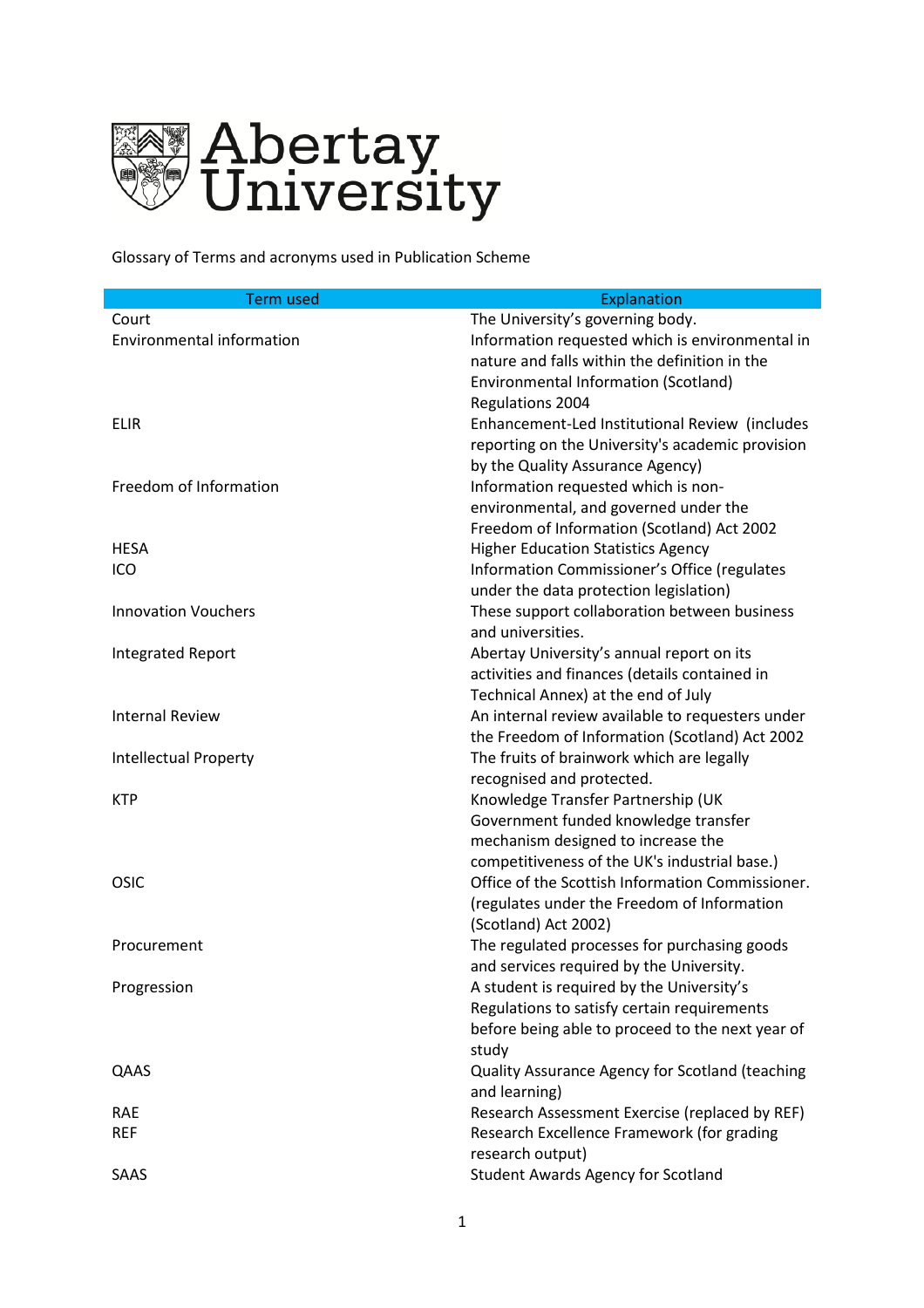Abertay University

Glossary of Terms and acronyms used in Publication Scheme

| Term used | Explanation |
| --- | --- |
| Court | The University's governing body. |
| Environmental information | Information requested which is environmental in nature and falls within the definition in the Environmental Information (Scotland) Regulations 2004 |
| ELIR | Enhancement-Led Institutional Review (includes reporting on the University's academic provision by the Quality Assurance Agency) |
| Freedom of Information | Information requested which is non-environmental, and governed under the Freedom of Information (Scotland) Act 2002 |
| HESA | Higher Education Statistics Agency |
| ICO | Information Commissioner's Office (regulates under the data protection legislation) |
| Innovation Vouchers | These support collaboration between business and universities. |
| Integrated Report | Abertay University's annual report on its activities and finances (details contained in Technical Annex) at the end of July |
| Internal Review | An internal review available to requesters under the Freedom of Information (Scotland) Act 2002 |
| Intellectual Property | The fruits of brainwork which are legally recognised and protected. |
| KTP | Knowledge Transfer Partnership (UK Government funded knowledge transfer mechanism designed to increase the competitiveness of the UK's industrial base.) |
| OSIC | Office of the Scottish Information Commissioner. (regulates under the Freedom of Information (Scotland) Act 2002) |
| Procurement | The regulated processes for purchasing goods and services required by the University. |
| Progression | A student is required by the University's Regulations to satisfy certain requirements before being able to proceed to the next year of study |
| QAAS | Quality Assurance Agency for Scotland (teaching and learning) |
| RAE | Research Assessment Exercise (replaced by REF) |
| REF | Research Excellence Framework (for grading research output) |
| SAAS | Student Awards Agency for Scotland |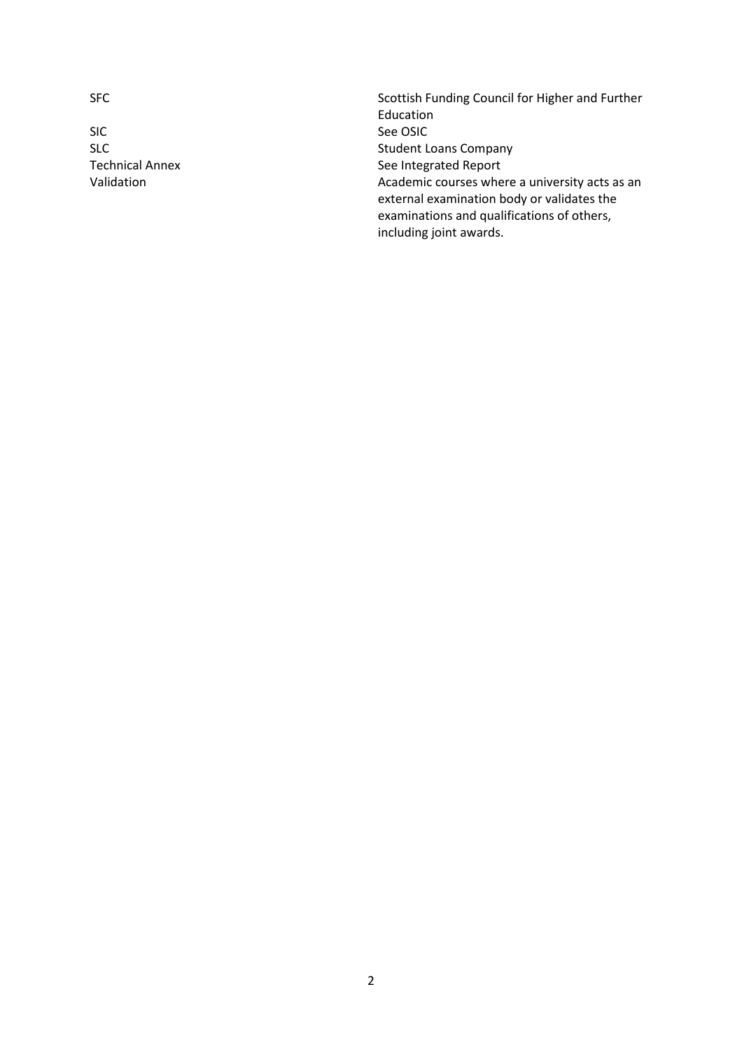| | |
|---|---|
| SFC | Scottish Funding Council for Higher and Further Education |
| SIC | See OSIC |
| SLC | Student Loans Company |
| Technical Annex | See Integrated Report |
| Validation | Academic courses where a university acts as an external examination body or validates the examinations and qualifications of others, including joint awards. |